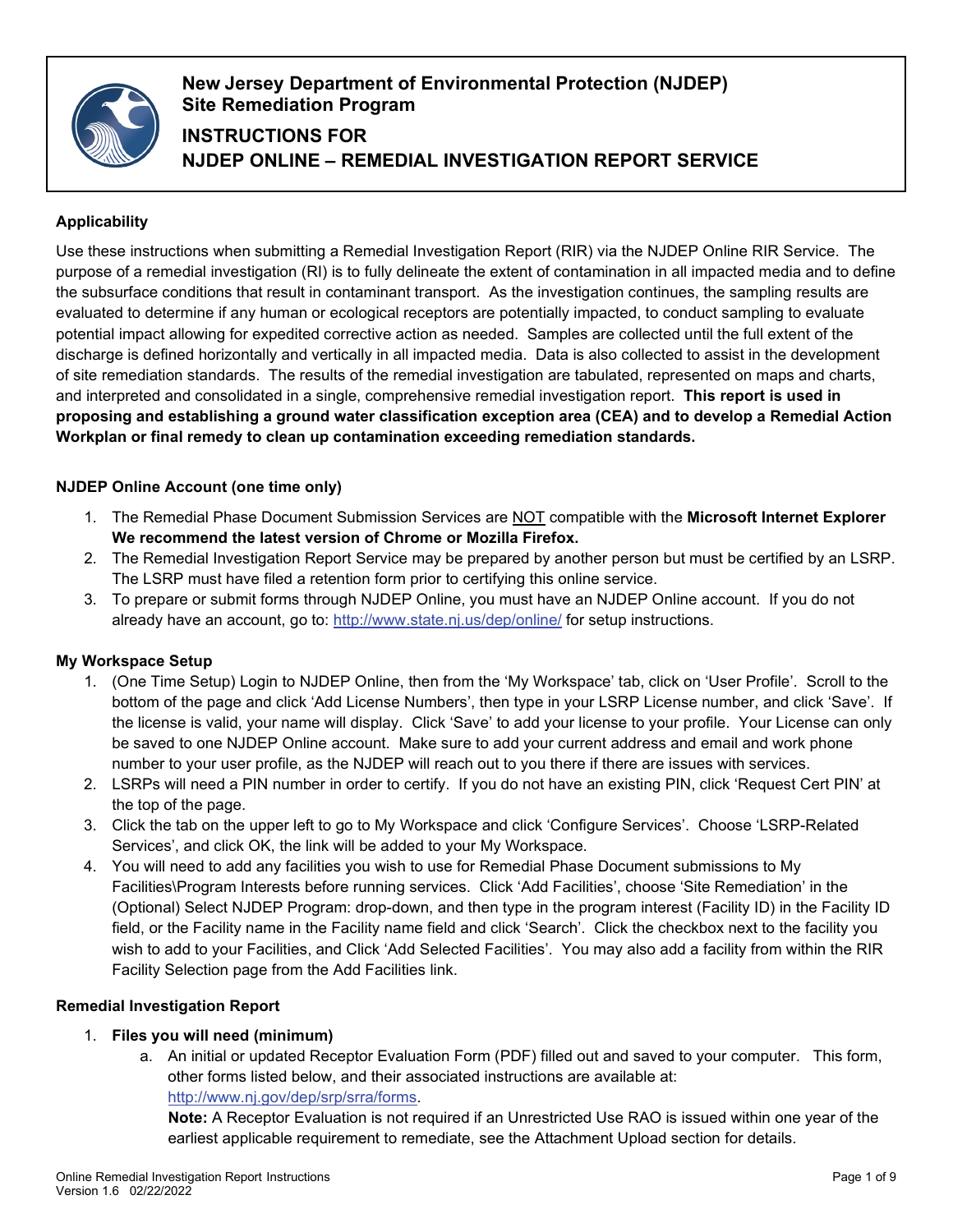# New Jersey Department of Environmental Protection (NJDEP)
# Site Remediation Program

## INSTRUCTIONS FOR NJDEP ONLINE – REMEDIAL INVESTIGATION REPORT SERVICE

### Applicability

Use these instructions when submitting a Remedial Investigation Report (RIR) via the NJDEP Online RIR Service. The purpose of a remedial investigation (RI) is to fully delineate the extent of contamination in all impacted media and to define the subsurface conditions that result in contaminant transport. As the investigation continues, the sampling results are evaluated to determine if any human or ecological receptors are potentially impacted, to conduct sampling to evaluate potential impact allowing for expedited corrective action as needed. Samples are collected until the full extent of the discharge is defined horizontally and vertically in all impacted media. Data is also collected to assist in the development of site remediation standards. The results of the remedial investigation are tabulated, represented on maps and charts, and interpreted and consolidated in a single, comprehensive remedial investigation report. **This report is used in proposing and establishing a ground water classification exception area (CEA) and to develop a Remedial Action Workplan or final remedy to clean up contamination exceeding remediation standards.**

### NJDEP Online Account (one time only)

1. The Remedial Phase Document Submission Services are NOT compatible with the **Microsoft Internet Explorer We recommend the latest version of Chrome or Mozilla Firefox.**
2. The Remedial Investigation Report Service may be prepared by another person but must be certified by an LSRP. The LSRP must have filed a retention form prior to certifying this online service.
3. To prepare or submit forms through NJDEP Online, you must have an NJDEP Online account. If you do not already have an account, go to: http://www.state.nj.us/dep/online/ for setup instructions.

### My Workspace Setup

1. (One Time Setup) Login to NJDEP Online, then from the 'My Workspace' tab, click on 'User Profile'. Scroll to the bottom of the page and click 'Add License Numbers', then type in your LSRP License number, and click 'Save'. If the license is valid, your name will display. Click 'Save' to add your license to your profile. Your License can only be saved to one NJDEP Online account. Make sure to add your current address and email and work phone number to your user profile, as the NJDEP will reach out to you there if there are issues with services.
2. LSRPs will need a PIN number in order to certify. If you do not have an existing PIN, click 'Request Cert PIN' at the top of the page.
3. Click the tab on the upper left to go to My Workspace and click 'Configure Services'. Choose 'LSRP-Related Services', and click OK, the link will be added to your My Workspace.
4. You will need to add any facilities you wish to use for Remedial Phase Document submissions to My Facilities\Program Interests before running services. Click 'Add Facilities', choose 'Site Remediation' in the (Optional) Select NJDEP Program: drop-down, and then type in the program interest (Facility ID) in the Facility ID field, or the Facility name in the Facility name field and click 'Search'. Click the checkbox next to the facility you wish to add to your Facilities, and Click 'Add Selected Facilities'. You may also add a facility from within the RIR Facility Selection page from the Add Facilities link.

### Remedial Investigation Report

1. **Files you will need (minimum)**
   a. An initial or updated Receptor Evaluation Form (PDF) filled out and saved to your computer. This form, other forms listed below, and their associated instructions are available at: http://www.nj.gov/dep/srp/srra/forms.
   **Note:** A Receptor Evaluation is not required if an Unrestricted Use RAO is issued within one year of the earliest applicable requirement to remediate, see the Attachment Upload section for details.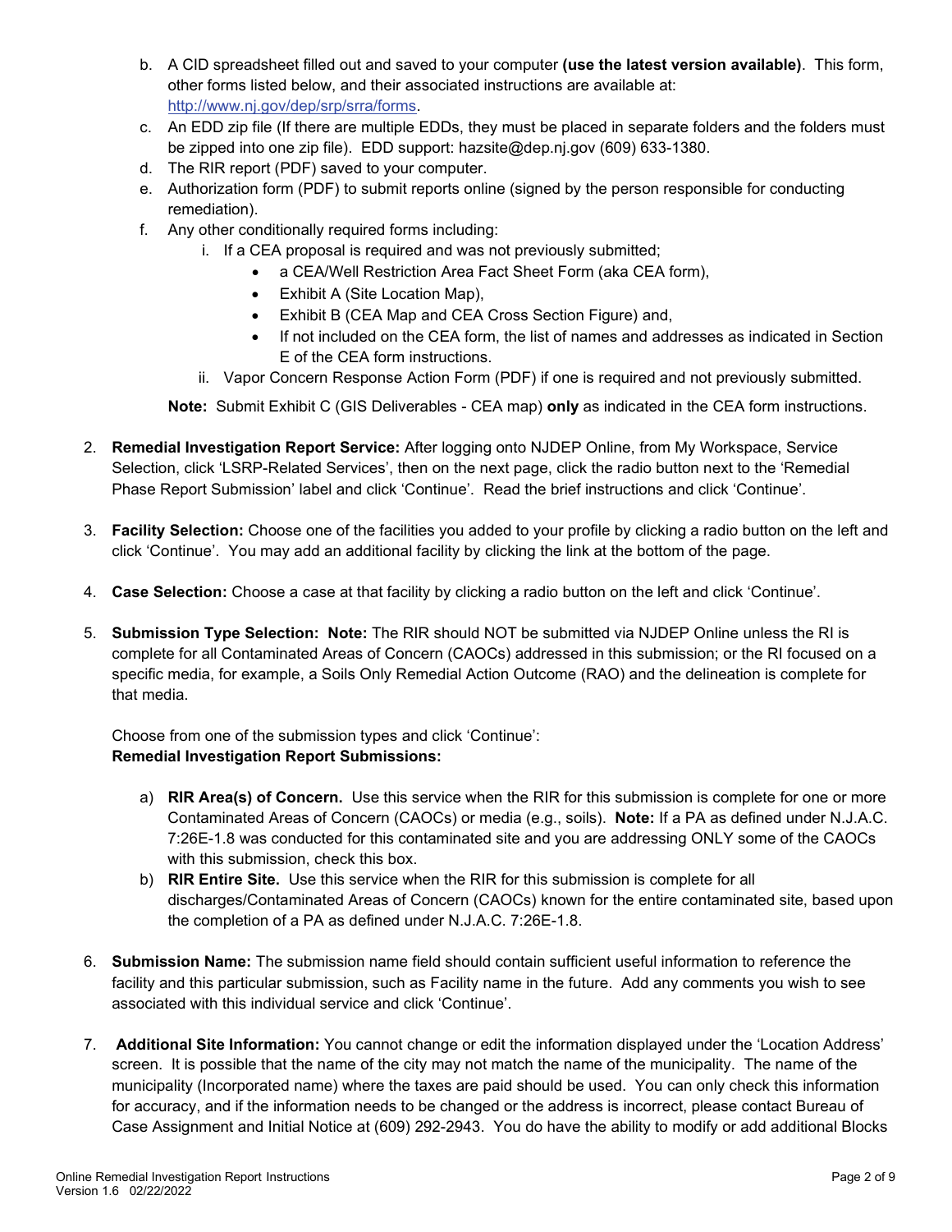b. A CID spreadsheet filled out and saved to your computer **(use the latest version available)**. This form, other forms listed below, and their associated instructions are available at: http://www.nj.gov/dep/srp/srra/forms.
c. An EDD zip file (If there are multiple EDDs, they must be placed in separate folders and the folders must be zipped into one zip file). EDD support: hazsite@dep.nj.gov (609) 633-1380.
d. The RIR report (PDF) saved to your computer.
e. Authorization form (PDF) to submit reports online (signed by the person responsible for conducting remediation).
f. Any other conditionally required forms including:
   i. If a CEA proposal is required and was not previously submitted;
      - a CEA/Well Restriction Area Fact Sheet Form (aka CEA form),
      - Exhibit A (Site Location Map),
      - Exhibit B (CEA Map and CEA Cross Section Figure) and,
      - If not included on the CEA form, the list of names and addresses as indicated in Section E of the CEA form instructions.
   ii. Vapor Concern Response Action Form (PDF) if one is required and not previously submitted.

**Note:** Submit Exhibit C (GIS Deliverables - CEA map) **only** as indicated in the CEA form instructions.

2. **Remedial Investigation Report Service:** After logging onto NJDEP Online, from My Workspace, Service Selection, click 'LSRP-Related Services', then on the next page, click the radio button next to the 'Remedial Phase Report Submission' label and click 'Continue'. Read the brief instructions and click 'Continue'.

3. **Facility Selection:** Choose one of the facilities you added to your profile by clicking a radio button on the left and click 'Continue'. You may add an additional facility by clicking the link at the bottom of the page.

4. **Case Selection:** Choose a case at that facility by clicking a radio button on the left and click 'Continue'.

5. **Submission Type Selection: Note:** The RIR should NOT be submitted via NJDEP Online unless the RI is complete for all Contaminated Areas of Concern (CAOCs) addressed in this submission; or the RI focused on a specific media, for example, a Soils Only Remedial Action Outcome (RAO) and the delineation is complete for that media.

   Choose from one of the submission types and click 'Continue':
   **Remedial Investigation Report Submissions:**

   a) **RIR Area(s) of Concern.** Use this service when the RIR for this submission is complete for one or more Contaminated Areas of Concern (CAOCs) or media (e.g., soils). **Note:** If a PA as defined under N.J.A.C. 7:26E-1.8 was conducted for this contaminated site and you are addressing ONLY some of the CAOCs with this submission, check this box.
   b) **RIR Entire Site.** Use this service when the RIR for this submission is complete for all discharges/Contaminated Areas of Concern (CAOCs) known for the entire contaminated site, based upon the completion of a PA as defined under N.J.A.C. 7:26E-1.8.

6. **Submission Name:** The submission name field should contain sufficient useful information to reference the facility and this particular submission, such as Facility name in the future. Add any comments you wish to see associated with this individual service and click 'Continue'.

7. **Additional Site Information:** You cannot change or edit the information displayed under the 'Location Address' screen. It is possible that the name of the city may not match the name of the municipality. The name of the municipality (Incorporated name) where the taxes are paid should be used. You can only check this information for accuracy, and if the information needs to be changed or the address is incorrect, please contact Bureau of Case Assignment and Initial Notice at (609) 292-2943. You do have the ability to modify or add additional Blocks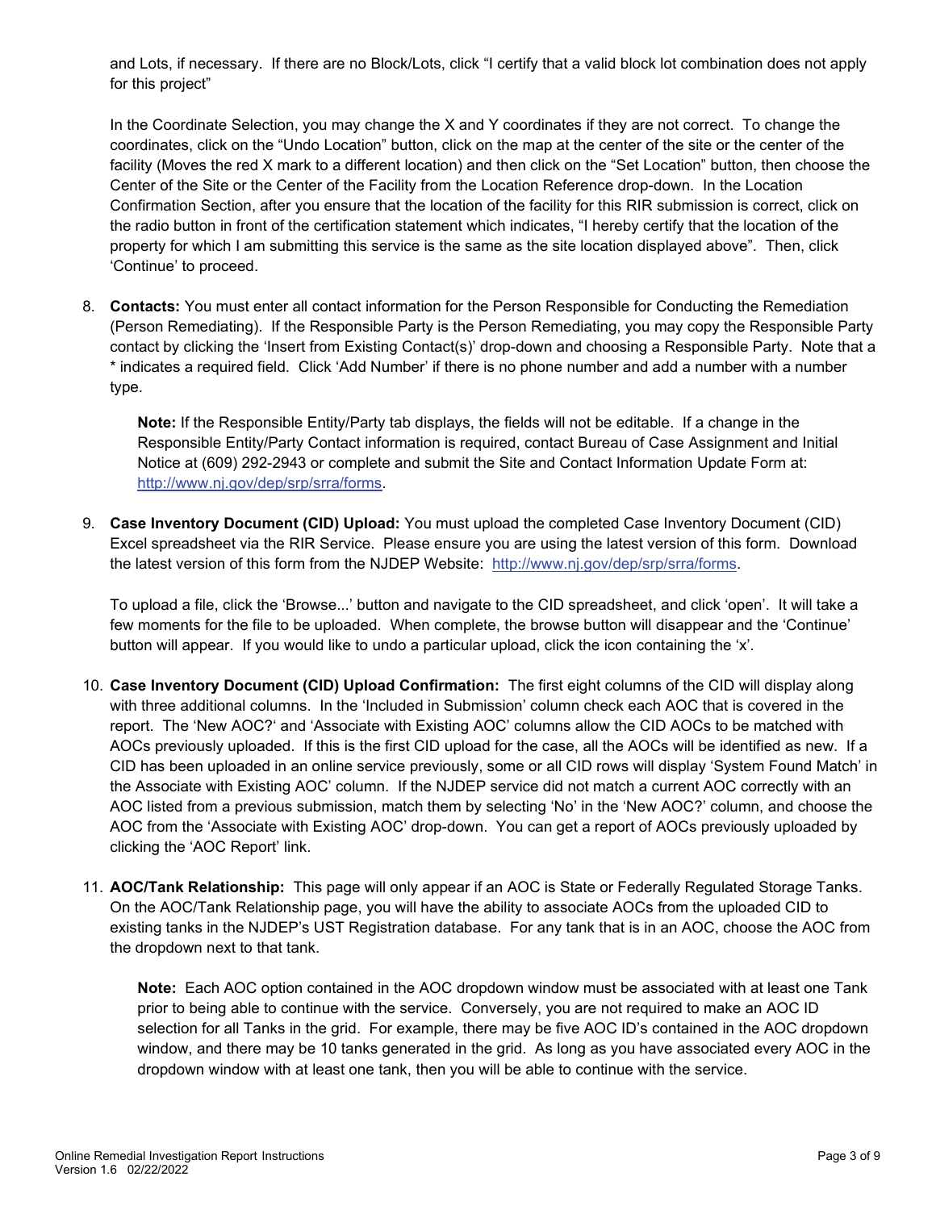and Lots, if necessary. If there are no Block/Lots, click "I certify that a valid block lot combination does not apply for this project"

In the Coordinate Selection, you may change the X and Y coordinates if they are not correct. To change the coordinates, click on the "Undo Location" button, click on the map at the center of the site or the center of the facility (Moves the red X mark to a different location) and then click on the "Set Location" button, then choose the Center of the Site or the Center of the Facility from the Location Reference drop-down. In the Location Confirmation Section, after you ensure that the location of the facility for this RIR submission is correct, click on the radio button in front of the certification statement which indicates, "I hereby certify that the location of the property for which I am submitting this service is the same as the site location displayed above". Then, click 'Continue' to proceed.

8. **Contacts:** You must enter all contact information for the Person Responsible for Conducting the Remediation (Person Remediating). If the Responsible Party is the Person Remediating, you may copy the Responsible Party contact by clicking the 'Insert from Existing Contact(s)' drop-down and choosing a Responsible Party. Note that a * indicates a required field. Click 'Add Number' if there is no phone number and add a number with a number type.

   **Note:** If the Responsible Entity/Party tab displays, the fields will not be editable. If a change in the Responsible Entity/Party Contact information is required, contact Bureau of Case Assignment and Initial Notice at (609) 292-2943 or complete and submit the Site and Contact Information Update Form at: http://www.nj.gov/dep/srp/srra/forms.

9. **Case Inventory Document (CID) Upload:** You must upload the completed Case Inventory Document (CID) Excel spreadsheet via the RIR Service. Please ensure you are using the latest version of this form. Download the latest version of this form from the NJDEP Website: http://www.nj.gov/dep/srp/srra/forms.

   To upload a file, click the 'Browse...' button and navigate to the CID spreadsheet, and click 'open'. It will take a few moments for the file to be uploaded. When complete, the browse button will disappear and the 'Continue' button will appear. If you would like to undo a particular upload, click the icon containing the 'x'.

10. **Case Inventory Document (CID) Upload Confirmation:** The first eight columns of the CID will display along with three additional columns. In the 'Included in Submission' column check each AOC that is covered in the report. The 'New AOC?' and 'Associate with Existing AOC' columns allow the CID AOCs to be matched with AOCs previously uploaded. If this is the first CID upload for the case, all the AOCs will be identified as new. If a CID has been uploaded in an online service previously, some or all CID rows will display 'System Found Match' in the Associate with Existing AOC' column. If the NJDEP service did not match a current AOC correctly with an AOC listed from a previous submission, match them by selecting 'No' in the 'New AOC?' column, and choose the AOC from the 'Associate with Existing AOC' drop-down. You can get a report of AOCs previously uploaded by clicking the 'AOC Report' link.

11. **AOC/Tank Relationship:** This page will only appear if an AOC is State or Federally Regulated Storage Tanks. On the AOC/Tank Relationship page, you will have the ability to associate AOCs from the uploaded CID to existing tanks in the NJDEP's UST Registration database. For any tank that is in an AOC, choose the AOC from the dropdown next to that tank.

    **Note:** Each AOC option contained in the AOC dropdown window must be associated with at least one Tank prior to being able to continue with the service. Conversely, you are not required to make an AOC ID selection for all Tanks in the grid. For example, there may be five AOC ID's contained in the AOC dropdown window, and there may be 10 tanks generated in the grid. As long as you have associated every AOC in the dropdown window with at least one tank, then you will be able to continue with the service.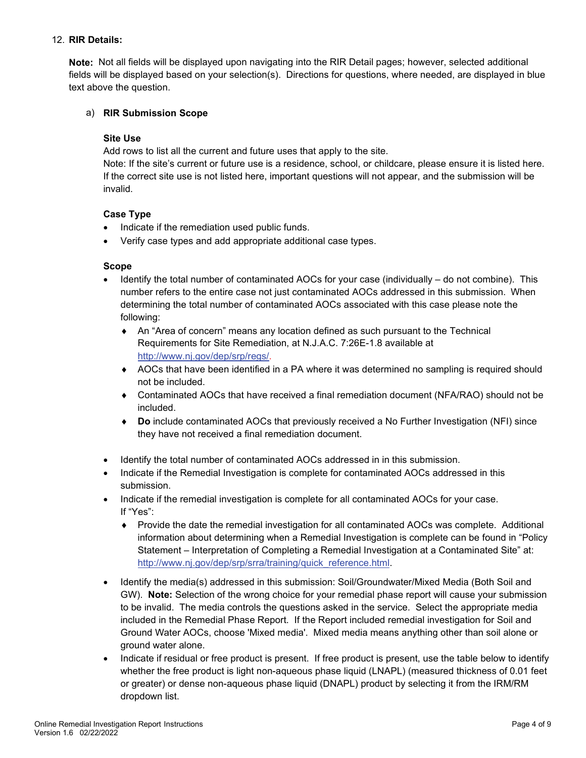12. **RIR Details:**

**Note:** Not all fields will be displayed upon navigating into the RIR Detail pages; however, selected additional fields will be displayed based on your selection(s). Directions for questions, where needed, are displayed in blue text above the question.

a) **RIR Submission Scope**

**Site Use**

Add rows to list all the current and future uses that apply to the site.
Note: If the site's current or future use is a residence, school, or childcare, please ensure it is listed here. If the correct site use is not listed here, important questions will not appear, and the submission will be invalid.

**Case Type**

- Indicate if the remediation used public funds.
- Verify case types and add appropriate additional case types.

**Scope**

- Identify the total number of contaminated AOCs for your case (individually – do not combine). This number refers to the entire case not just contaminated AOCs addressed in this submission. When determining the total number of contaminated AOCs associated with this case please note the following:
  - An "Area of concern" means any location defined as such pursuant to the Technical Requirements for Site Remediation, at N.J.A.C. 7:26E-1.8 available at http://www.nj.gov/dep/srp/regs/.
  - AOCs that have been identified in a PA where it was determined no sampling is required should not be included.
  - Contaminated AOCs that have received a final remediation document (NFA/RAO) should not be included.
  - **Do** include contaminated AOCs that previously received a No Further Investigation (NFI) since they have not received a final remediation document.
- Identify the total number of contaminated AOCs addressed in in this submission.
- Indicate if the Remedial Investigation is complete for contaminated AOCs addressed in this submission.
- Indicate if the remedial investigation is complete for all contaminated AOCs for your case. If "Yes":
  - Provide the date the remedial investigation for all contaminated AOCs was complete. Additional information about determining when a Remedial Investigation is complete can be found in "Policy Statement – Interpretation of Completing a Remedial Investigation at a Contaminated Site" at: http://www.nj.gov/dep/srp/srra/training/quick_reference.html.
- Identify the media(s) addressed in this submission: Soil/Groundwater/Mixed Media (Both Soil and GW). **Note:** Selection of the wrong choice for your remedial phase report will cause your submission to be invalid. The media controls the questions asked in the service. Select the appropriate media included in the Remedial Phase Report. If the Report included remedial investigation for Soil and Ground Water AOCs, choose 'Mixed media'. Mixed media means anything other than soil alone or ground water alone.
- Indicate if residual or free product is present. If free product is present, use the table below to identify whether the free product is light non-aqueous phase liquid (LNAPL) (measured thickness of 0.01 feet or greater) or dense non-aqueous phase liquid (DNAPL) product by selecting it from the IRM/RM dropdown list.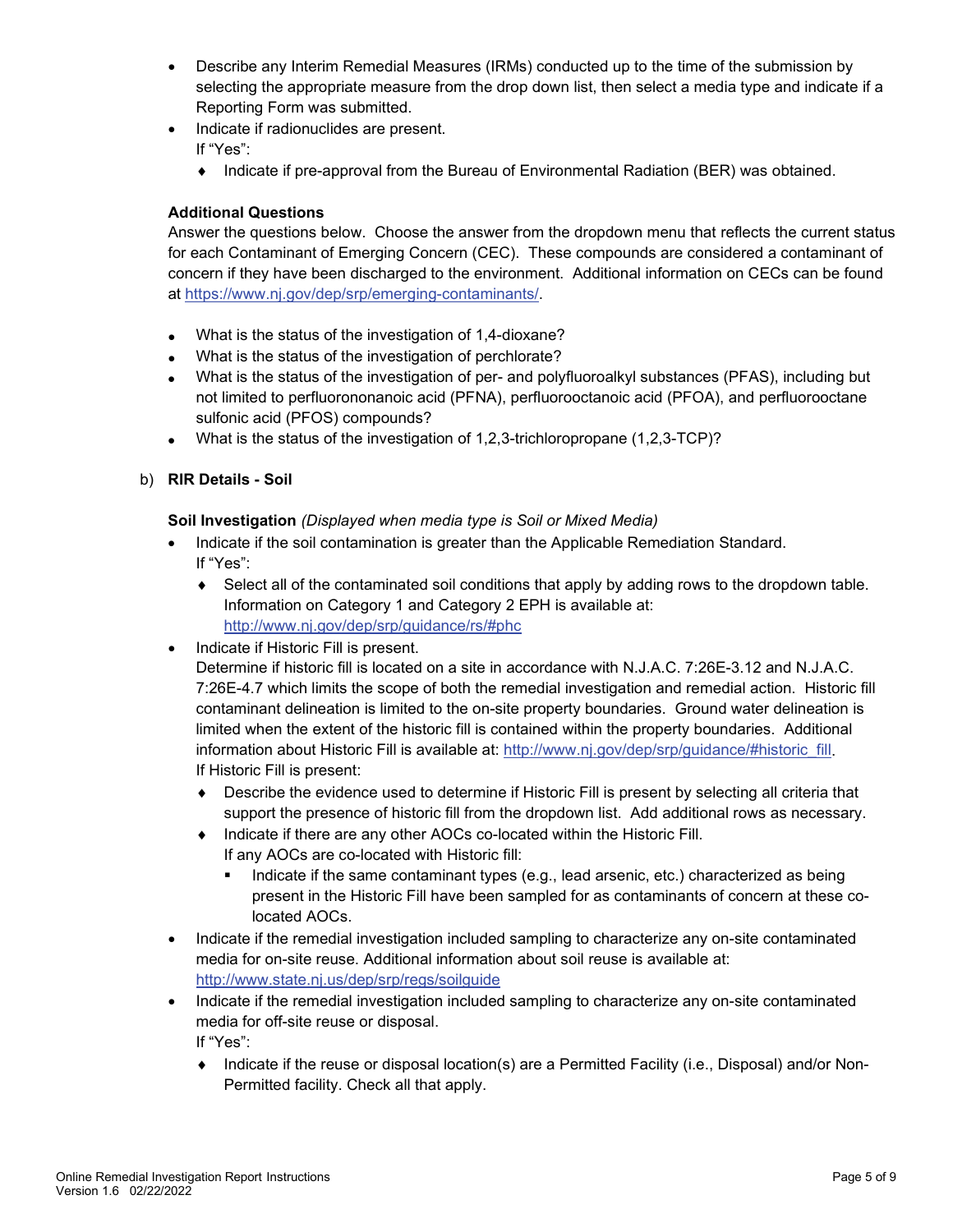- Describe any Interim Remedial Measures (IRMs) conducted up to the time of the submission by selecting the appropriate measure from the drop down list, then select a media type and indicate if a Reporting Form was submitted.
- Indicate if radionuclides are present.
  If "Yes":
  - Indicate if pre-approval from the Bureau of Environmental Radiation (BER) was obtained.

**Additional Questions**

Answer the questions below. Choose the answer from the dropdown menu that reflects the current status for each Contaminant of Emerging Concern (CEC). These compounds are considered a contaminant of concern if they have been discharged to the environment. Additional information on CECs can be found at https://www.nj.gov/dep/srp/emerging-contaminants/.

- What is the status of the investigation of 1,4-dioxane?
- What is the status of the investigation of perchlorate?
- What is the status of the investigation of per- and polyfluoroalkyl substances (PFAS), including but not limited to perfluorononanoic acid (PFNA), perfluorooctanoic acid (PFOA), and perfluorooctane sulfonic acid (PFOS) compounds?
- What is the status of the investigation of 1,2,3-trichloropropane (1,2,3-TCP)?

b) **RIR Details - Soil**

**Soil Investigation** *(Displayed when media type is Soil or Mixed Media)*

- Indicate if the soil contamination is greater than the Applicable Remediation Standard.
  If "Yes":
  - Select all of the contaminated soil conditions that apply by adding rows to the dropdown table. Information on Category 1 and Category 2 EPH is available at: http://www.nj.gov/dep/srp/guidance/rs/#phc
- Indicate if Historic Fill is present.
  Determine if historic fill is located on a site in accordance with N.J.A.C. 7:26E-3.12 and N.J.A.C. 7:26E-4.7 which limits the scope of both the remedial investigation and remedial action. Historic fill contaminant delineation is limited to the on-site property boundaries. Ground water delineation is limited when the extent of the historic fill is contained within the property boundaries. Additional information about Historic Fill is available at: http://www.nj.gov/dep/srp/guidance/#historic_fill.
  If Historic Fill is present:
  - Describe the evidence used to determine if Historic Fill is present by selecting all criteria that support the presence of historic fill from the dropdown list. Add additional rows as necessary.
  - Indicate if there are any other AOCs co-located within the Historic Fill.
    If any AOCs are co-located with Historic fill:
    - Indicate if the same contaminant types (e.g., lead arsenic, etc.) characterized as being present in the Historic Fill have been sampled for as contaminants of concern at these co-located AOCs.
- Indicate if the remedial investigation included sampling to characterize any on-site contaminated media for on-site reuse. Additional information about soil reuse is available at: http://www.state.nj.us/dep/srp/regs/soilguide
- Indicate if the remedial investigation included sampling to characterize any on-site contaminated media for off-site reuse or disposal.
  If "Yes":
  - Indicate if the reuse or disposal location(s) are a Permitted Facility (i.e., Disposal) and/or Non-Permitted facility. Check all that apply.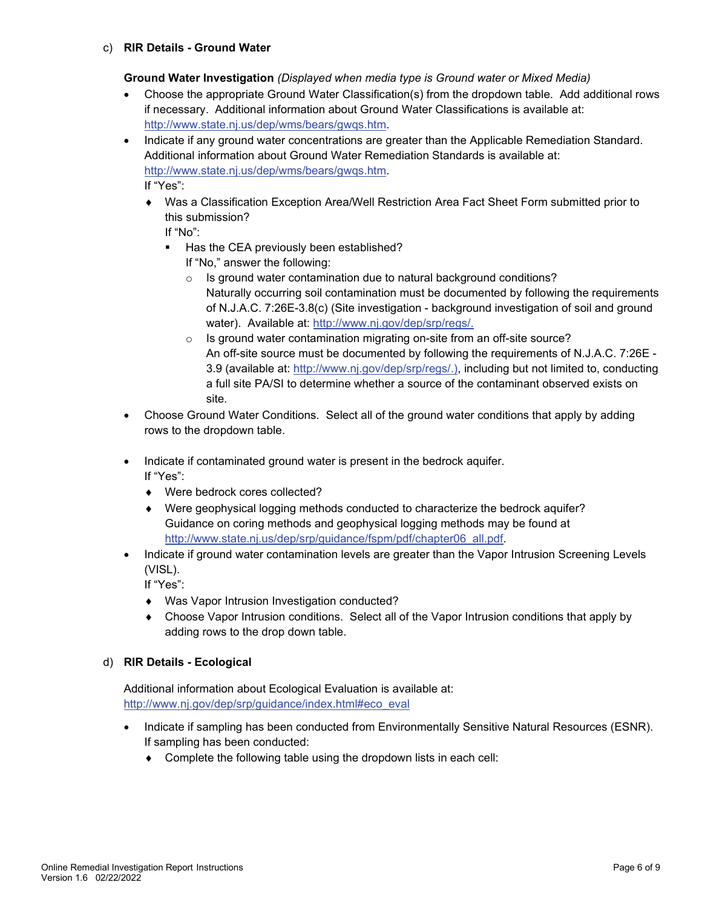c) **RIR Details - Ground Water**

**Ground Water Investigation** *(Displayed when media type is Ground water or Mixed Media)*

- Choose the appropriate Ground Water Classification(s) from the dropdown table. Add additional rows if necessary. Additional information about Ground Water Classifications is available at: http://www.state.nj.us/dep/wms/bears/gwqs.htm.
- Indicate if any ground water concentrations are greater than the Applicable Remediation Standard. Additional information about Ground Water Remediation Standards is available at: http://www.state.nj.us/dep/wms/bears/gwqs.htm.
  If "Yes":
  - Was a Classification Exception Area/Well Restriction Area Fact Sheet Form submitted prior to this submission?
    If "No":
    - Has the CEA previously been established?
      If "No," answer the following:
      - Is ground water contamination due to natural background conditions?
        Naturally occurring soil contamination must be documented by following the requirements of N.J.A.C. 7:26E-3.8(c) (Site investigation - background investigation of soil and ground water). Available at: http://www.nj.gov/dep/srp/regs/.
      - Is ground water contamination migrating on-site from an off-site source?
        An off-site source must be documented by following the requirements of N.J.A.C. 7:26E - 3.9 (available at: http://www.nj.gov/dep/srp/regs/.), including but not limited to, conducting a full site PA/SI to determine whether a source of the contaminant observed exists on site.
- Choose Ground Water Conditions. Select all of the ground water conditions that apply by adding rows to the dropdown table.
- Indicate if contaminated ground water is present in the bedrock aquifer.
  If "Yes":
  - Were bedrock cores collected?
  - Were geophysical logging methods conducted to characterize the bedrock aquifer?
    Guidance on coring methods and geophysical logging methods may be found at http://www.state.nj.us/dep/srp/guidance/fspm/pdf/chapter06_all.pdf.
- Indicate if ground water contamination levels are greater than the Vapor Intrusion Screening Levels (VISL).
  If "Yes":
  - Was Vapor Intrusion Investigation conducted?
  - Choose Vapor Intrusion conditions. Select all of the Vapor Intrusion conditions that apply by adding rows to the drop down table.

d) **RIR Details - Ecological**

Additional information about Ecological Evaluation is available at: http://www.nj.gov/dep/srp/guidance/index.html#eco_eval

- Indicate if sampling has been conducted from Environmentally Sensitive Natural Resources (ESNR).
  If sampling has been conducted:
  - Complete the following table using the dropdown lists in each cell: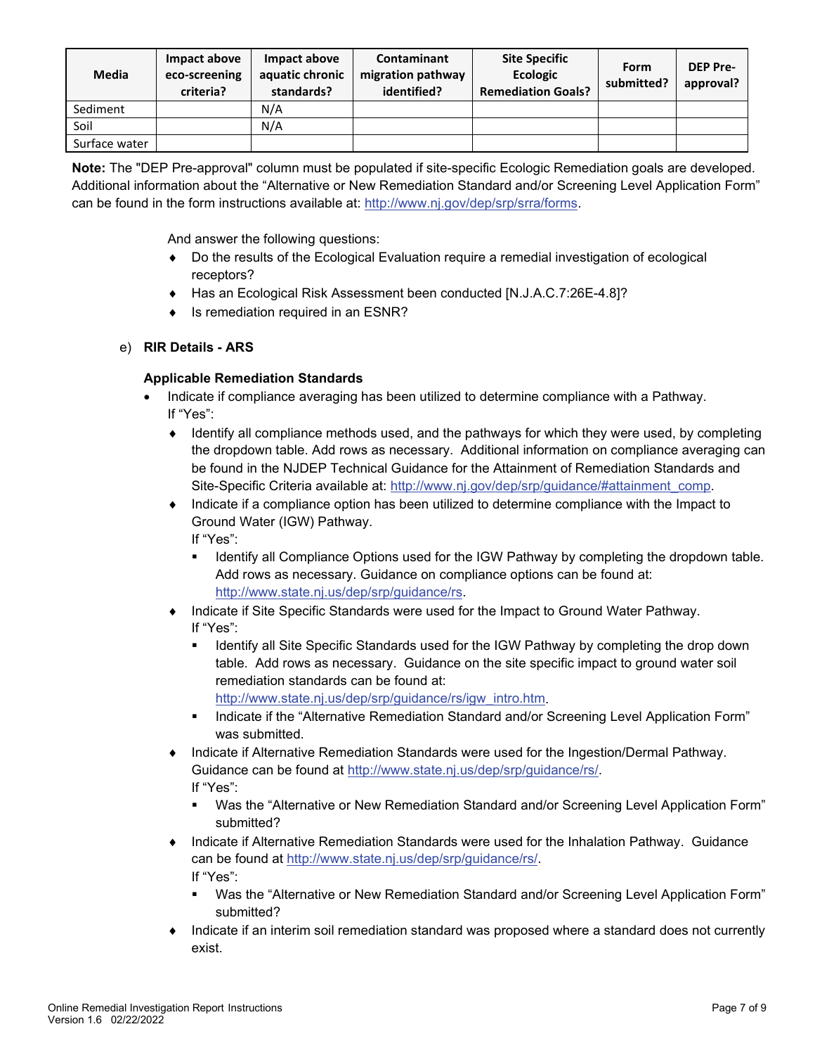| Media | Impact above eco-screening criteria? | Impact above aquatic chronic standards? | Contaminant migration pathway identified? | Site Specific Ecologic Remediation Goals? | Form submitted? | DEP Pre-approval? |
|---|---|---|---|---|---|---|
| Sediment | | N/A | | | | |
| Soil | | N/A | | | | |
| Surface water | | | | | | |

**Note:** The "DEP Pre-approval" column must be populated if site-specific Ecologic Remediation goals are developed. Additional information about the "Alternative or New Remediation Standard and/or Screening Level Application Form" can be found in the form instructions available at: http://www.nj.gov/dep/srp/srra/forms.

And answer the following questions:

- Do the results of the Ecological Evaluation require a remedial investigation of ecological receptors?
- Has an Ecological Risk Assessment been conducted [N.J.A.C.7:26E-4.8]?
- Is remediation required in an ESNR?

e) **RIR Details - ARS**

**Applicable Remediation Standards**

- Indicate if compliance averaging has been utilized to determine compliance with a Pathway. If "Yes":
  - Identify all compliance methods used, and the pathways for which they were used, by completing the dropdown table. Add rows as necessary. Additional information on compliance averaging can be found in the NJDEP Technical Guidance for the Attainment of Remediation Standards and Site-Specific Criteria available at: http://www.nj.gov/dep/srp/guidance/#attainment_comp.
  - Indicate if a compliance option has been utilized to determine compliance with the Impact to Ground Water (IGW) Pathway. If "Yes":
    - Identify all Compliance Options used for the IGW Pathway by completing the dropdown table. Add rows as necessary. Guidance on compliance options can be found at: http://www.state.nj.us/dep/srp/guidance/rs.
  - Indicate if Site Specific Standards were used for the Impact to Ground Water Pathway. If "Yes":
    - Identify all Site Specific Standards used for the IGW Pathway by completing the drop down table. Add rows as necessary. Guidance on the site specific impact to ground water soil remediation standards can be found at: http://www.state.nj.us/dep/srp/guidance/rs/igw_intro.htm.
    - Indicate if the "Alternative Remediation Standard and/or Screening Level Application Form" was submitted.
  - Indicate if Alternative Remediation Standards were used for the Ingestion/Dermal Pathway. Guidance can be found at http://www.state.nj.us/dep/srp/guidance/rs/. If "Yes":
    - Was the "Alternative or New Remediation Standard and/or Screening Level Application Form" submitted?
  - Indicate if Alternative Remediation Standards were used for the Inhalation Pathway. Guidance can be found at http://www.state.nj.us/dep/srp/guidance/rs/. If "Yes":
    - Was the "Alternative or New Remediation Standard and/or Screening Level Application Form" submitted?
  - Indicate if an interim soil remediation standard was proposed where a standard does not currently exist.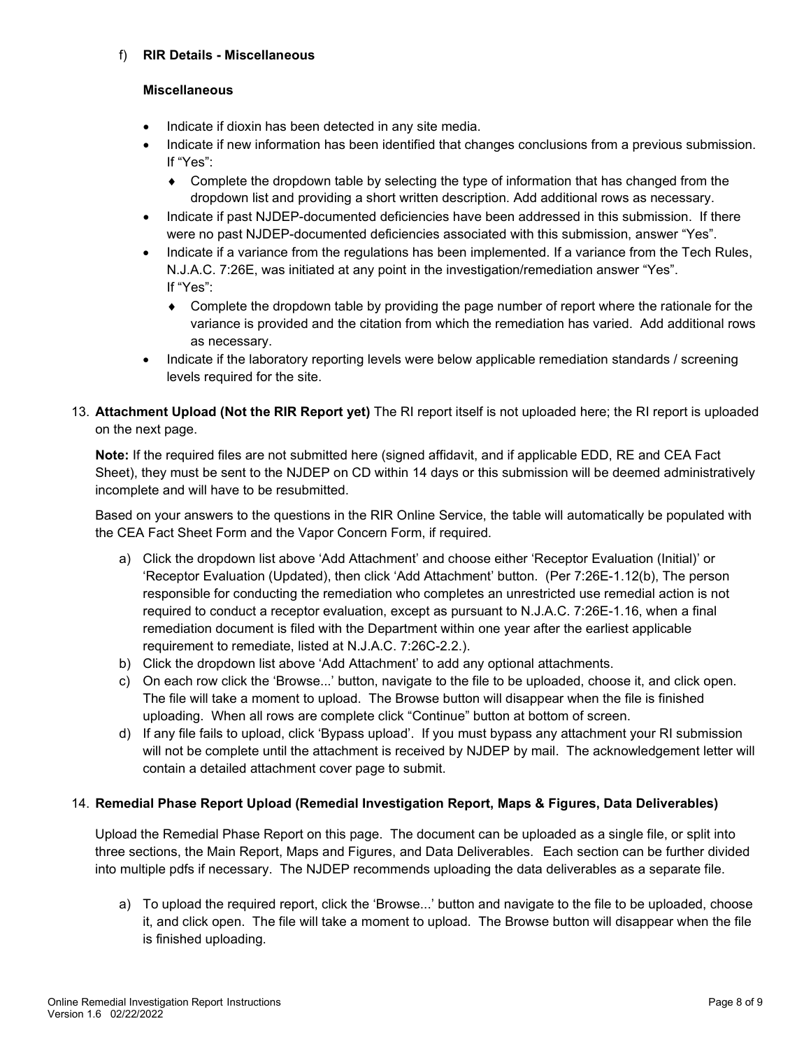f) **RIR Details - Miscellaneous**

**Miscellaneous**

- Indicate if dioxin has been detected in any site media.
- Indicate if new information has been identified that changes conclusions from a previous submission. If "Yes":
  - Complete the dropdown table by selecting the type of information that has changed from the dropdown list and providing a short written description. Add additional rows as necessary.
- Indicate if past NJDEP-documented deficiencies have been addressed in this submission. If there were no past NJDEP-documented deficiencies associated with this submission, answer "Yes".
- Indicate if a variance from the regulations has been implemented. If a variance from the Tech Rules, N.J.A.C. 7:26E, was initiated at any point in the investigation/remediation answer "Yes". If "Yes":
  - Complete the dropdown table by providing the page number of report where the rationale for the variance is provided and the citation from which the remediation has varied. Add additional rows as necessary.
- Indicate if the laboratory reporting levels were below applicable remediation standards / screening levels required for the site.

13. **Attachment Upload (Not the RIR Report yet)** The RI report itself is not uploaded here; the RI report is uploaded on the next page.

    **Note:** If the required files are not submitted here (signed affidavit, and if applicable EDD, RE and CEA Fact Sheet), they must be sent to the NJDEP on CD within 14 days or this submission will be deemed administratively incomplete and will have to be resubmitted.

    Based on your answers to the questions in the RIR Online Service, the table will automatically be populated with the CEA Fact Sheet Form and the Vapor Concern Form, if required.

    a) Click the dropdown list above 'Add Attachment' and choose either 'Receptor Evaluation (Initial)' or 'Receptor Evaluation (Updated), then click 'Add Attachment' button. (Per 7:26E-1.12(b), The person responsible for conducting the remediation who completes an unrestricted use remedial action is not required to conduct a receptor evaluation, except as pursuant to N.J.A.C. 7:26E-1.16, when a final remediation document is filed with the Department within one year after the earliest applicable requirement to remediate, listed at N.J.A.C. 7:26C-2.2.).
    b) Click the dropdown list above 'Add Attachment' to add any optional attachments.
    c) On each row click the 'Browse...' button, navigate to the file to be uploaded, choose it, and click open. The file will take a moment to upload. The Browse button will disappear when the file is finished uploading. When all rows are complete click "Continue" button at bottom of screen.
    d) If any file fails to upload, click 'Bypass upload'. If you must bypass any attachment your RI submission will not be complete until the attachment is received by NJDEP by mail. The acknowledgement letter will contain a detailed attachment cover page to submit.

14. **Remedial Phase Report Upload (Remedial Investigation Report, Maps & Figures, Data Deliverables)**

    Upload the Remedial Phase Report on this page. The document can be uploaded as a single file, or split into three sections, the Main Report, Maps and Figures, and Data Deliverables. Each section can be further divided into multiple pdfs if necessary. The NJDEP recommends uploading the data deliverables as a separate file.

    a) To upload the required report, click the 'Browse...' button and navigate to the file to be uploaded, choose it, and click open. The file will take a moment to upload. The Browse button will disappear when the file is finished uploading.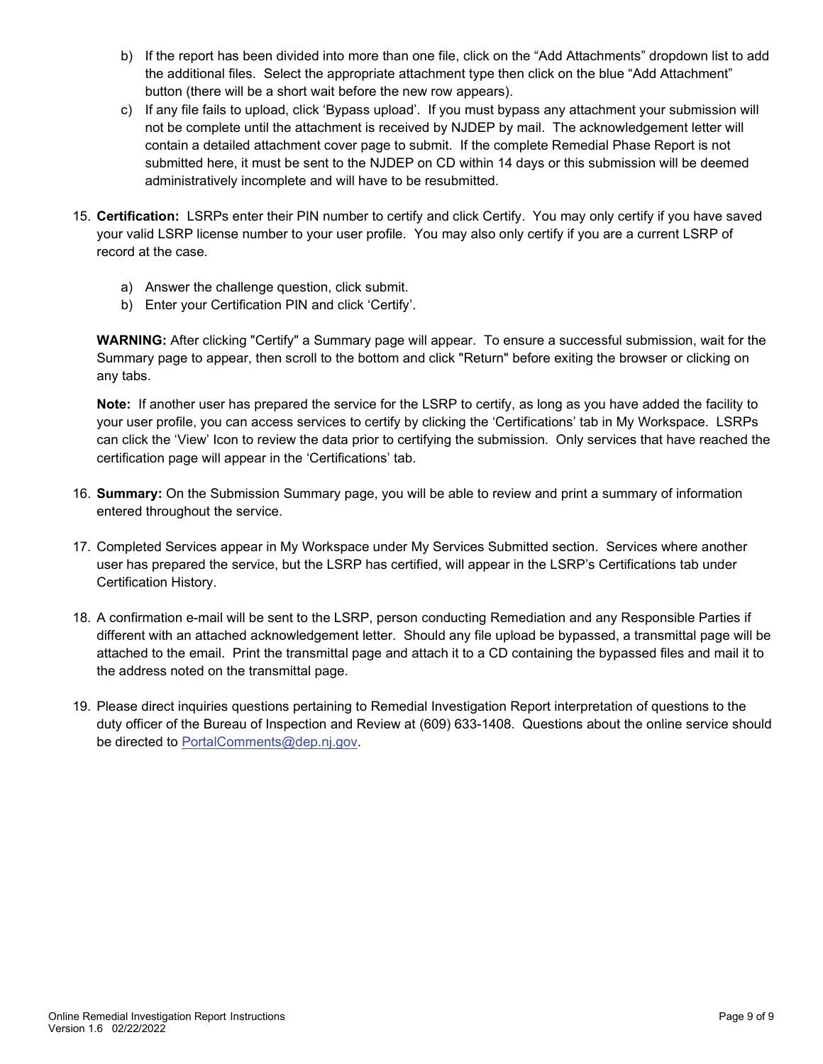b) If the report has been divided into more than one file, click on the "Add Attachments" dropdown list to add the additional files. Select the appropriate attachment type then click on the blue "Add Attachment" button (there will be a short wait before the new row appears).

c) If any file fails to upload, click 'Bypass upload'. If you must bypass any attachment your submission will not be complete until the attachment is received by NJDEP by mail. The acknowledgement letter will contain a detailed attachment cover page to submit. If the complete Remedial Phase Report is not submitted here, it must be sent to the NJDEP on CD within 14 days or this submission will be deemed administratively incomplete and will have to be resubmitted.

15. **Certification:** LSRPs enter their PIN number to certify and click Certify. You may only certify if you have saved your valid LSRP license number to your user profile. You may also only certify if you are a current LSRP of record at the case.

    a) Answer the challenge question, click submit.
    b) Enter your Certification PIN and click 'Certify'.

    **WARNING:** After clicking "Certify" a Summary page will appear. To ensure a successful submission, wait for the Summary page to appear, then scroll to the bottom and click "Return" before exiting the browser or clicking on any tabs.

    **Note:** If another user has prepared the service for the LSRP to certify, as long as you have added the facility to your user profile, you can access services to certify by clicking the 'Certifications' tab in My Workspace. LSRPs can click the 'View' Icon to review the data prior to certifying the submission. Only services that have reached the certification page will appear in the 'Certifications' tab.

16. **Summary:** On the Submission Summary page, you will be able to review and print a summary of information entered throughout the service.

17. Completed Services appear in My Workspace under My Services Submitted section. Services where another user has prepared the service, but the LSRP has certified, will appear in the LSRP's Certifications tab under Certification History.

18. A confirmation e-mail will be sent to the LSRP, person conducting Remediation and any Responsible Parties if different with an attached acknowledgement letter. Should any file upload be bypassed, a transmittal page will be attached to the email. Print the transmittal page and attach it to a CD containing the bypassed files and mail it to the address noted on the transmittal page.

19. Please direct inquiries questions pertaining to Remedial Investigation Report interpretation of questions to the duty officer of the Bureau of Inspection and Review at (609) 633-1408. Questions about the online service should be directed to PortalComments@dep.nj.gov.